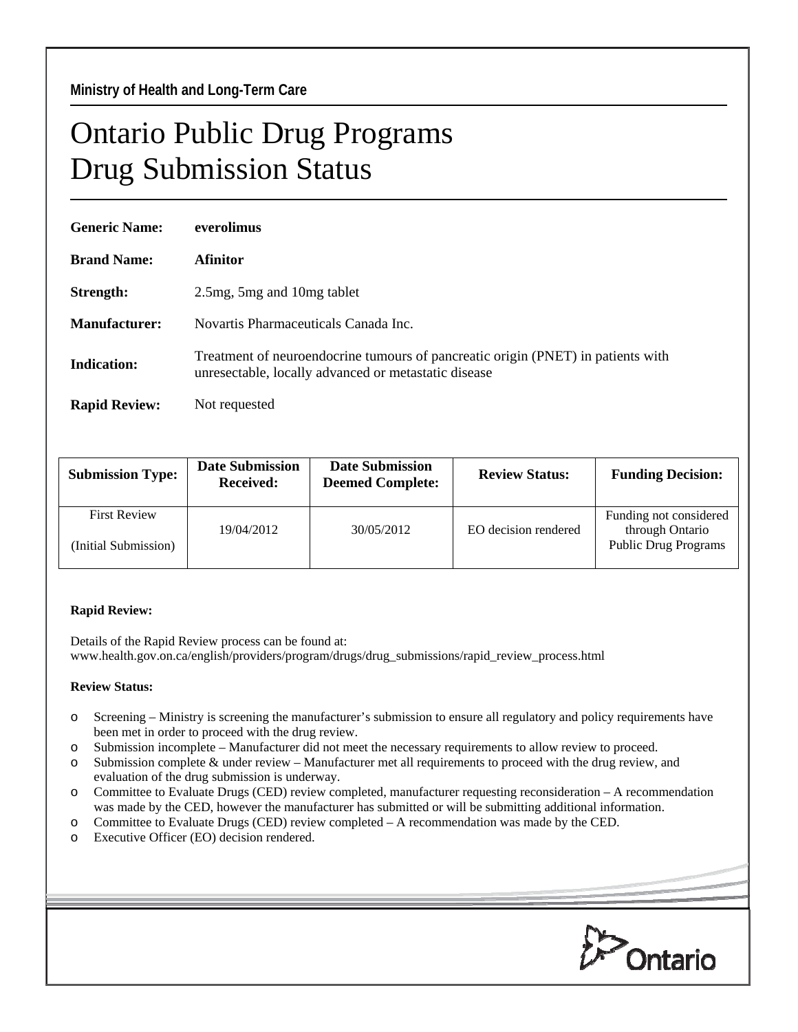**Ministry of Health and Long-Term Care**

# Ontario Public Drug Programs
# Drug Submission Status

**Generic Name:** **everolimus**

**Brand Name:** **Afinitor**

**Strength:** 2.5mg, 5mg and 10mg tablet

**Manufacturer:** Novartis Pharmaceuticals Canada Inc.

**Indication:** Treatment of neuroendocrine tumours of pancreatic origin (PNET) in patients with unresectable, locally advanced or metastatic disease

**Rapid Review:** Not requested

| Submission Type: | Date Submission Received: | Date Submission Deemed Complete: | Review Status: | Funding Decision: |
|---|---|---|---|---|
| First Review (Initial Submission) | 19/04/2012 | 30/05/2012 | EO decision rendered | Funding not considered through Ontario Public Drug Programs |

**Rapid Review:**

Details of the Rapid Review process can be found at:
www.health.gov.on.ca/english/providers/program/drugs/drug_submissions/rapid_review_process.html

**Review Status:**

- Screening – Ministry is screening the manufacturer's submission to ensure all regulatory and policy requirements have been met in order to proceed with the drug review.
- Submission incomplete – Manufacturer did not meet the necessary requirements to allow review to proceed.
- Submission complete & under review – Manufacturer met all requirements to proceed with the drug review, and evaluation of the drug submission is underway.
- Committee to Evaluate Drugs (CED) review completed, manufacturer requesting reconsideration – A recommendation was made by the CED, however the manufacturer has submitted or will be submitting additional information.
- Committee to Evaluate Drugs (CED) review completed – A recommendation was made by the CED.
- Executive Officer (EO) decision rendered.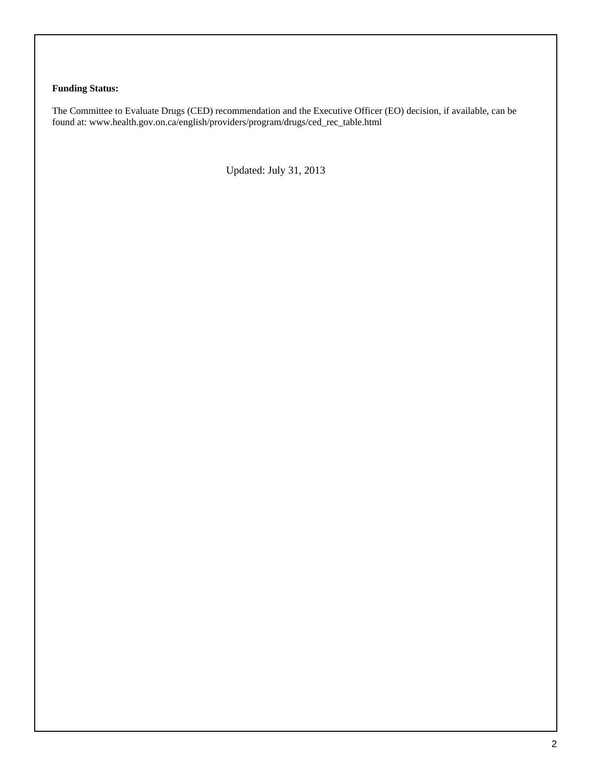**Funding Status:**

The Committee to Evaluate Drugs (CED) recommendation and the Executive Officer (EO) decision, if available, can be found at: www.health.gov.on.ca/english/providers/program/drugs/ced_rec_table.html

Updated: July 31, 2013